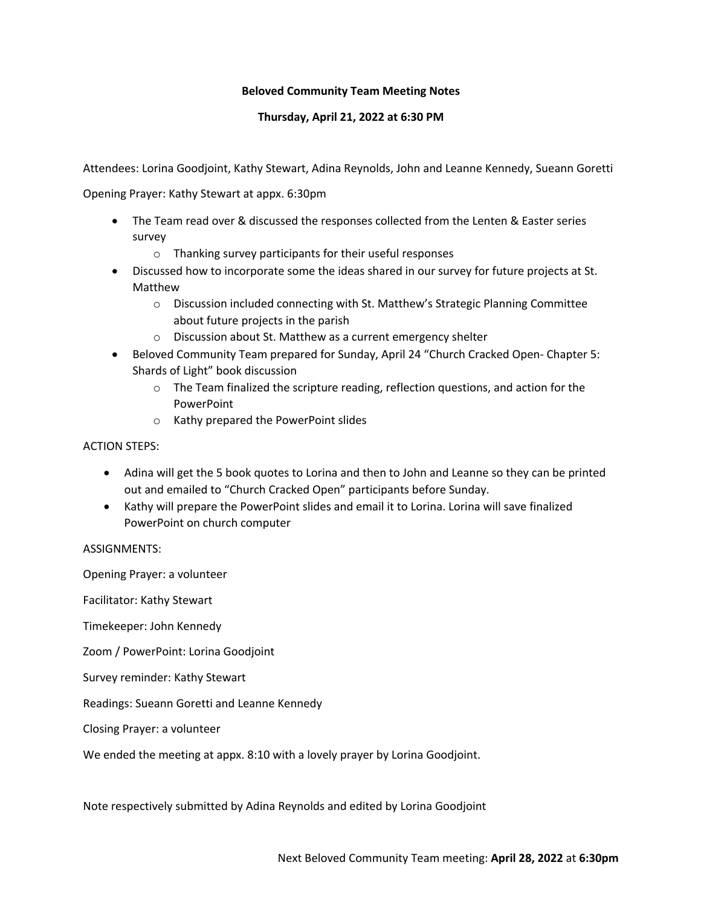**Beloved Community Team Meeting Notes**

**Thursday, April 21, 2022 at 6:30 PM**

Attendees: Lorina Goodjoint, Kathy Stewart, Adina Reynolds, John and Leanne Kennedy, Sueann Goretti

Opening Prayer: Kathy Stewart at appx. 6:30pm

- The Team read over & discussed the responses collected from the Lenten & Easter series survey
  - Thanking survey participants for their useful responses
- Discussed how to incorporate some the ideas shared in our survey for future projects at St. Matthew
  - Discussion included connecting with St. Matthew's Strategic Planning Committee about future projects in the parish
  - Discussion about St. Matthew as a current emergency shelter
- Beloved Community Team prepared for Sunday, April 24 "Church Cracked Open- Chapter 5: Shards of Light" book discussion
  - The Team finalized the scripture reading, reflection questions, and action for the PowerPoint
  - Kathy prepared the PowerPoint slides

ACTION STEPS:

- Adina will get the 5 book quotes to Lorina and then to John and Leanne so they can be printed out and emailed to "Church Cracked Open" participants before Sunday.
- Kathy will prepare the PowerPoint slides and email it to Lorina. Lorina will save finalized PowerPoint on church computer

ASSIGNMENTS:

Opening Prayer: a volunteer

Facilitator: Kathy Stewart

Timekeeper: John Kennedy

Zoom / PowerPoint: Lorina Goodjoint

Survey reminder: Kathy Stewart

Readings: Sueann Goretti and Leanne Kennedy

Closing Prayer: a volunteer

We ended the meeting at appx. 8:10 with a lovely prayer by Lorina Goodjoint.

Note respectively submitted by Adina Reynolds and edited by Lorina Goodjoint

Next Beloved Community Team meeting: **April 28, 2022** at **6:30pm**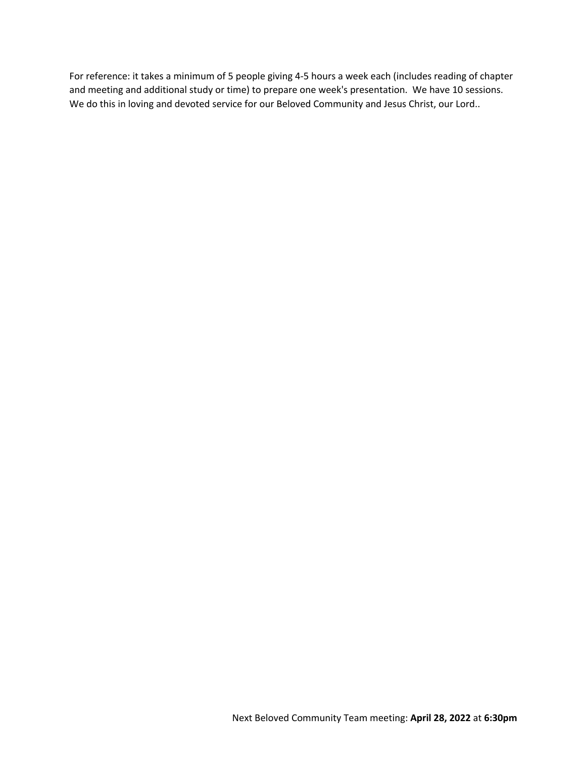For reference: it takes a minimum of 5 people giving 4-5 hours a week each (includes reading of chapter and meeting and additional study or time) to prepare one week's presentation. We have 10 sessions. We do this in loving and devoted service for our Beloved Community and Jesus Christ, our Lord..

Next Beloved Community Team meeting: **April 28, 2022** at **6:30pm**